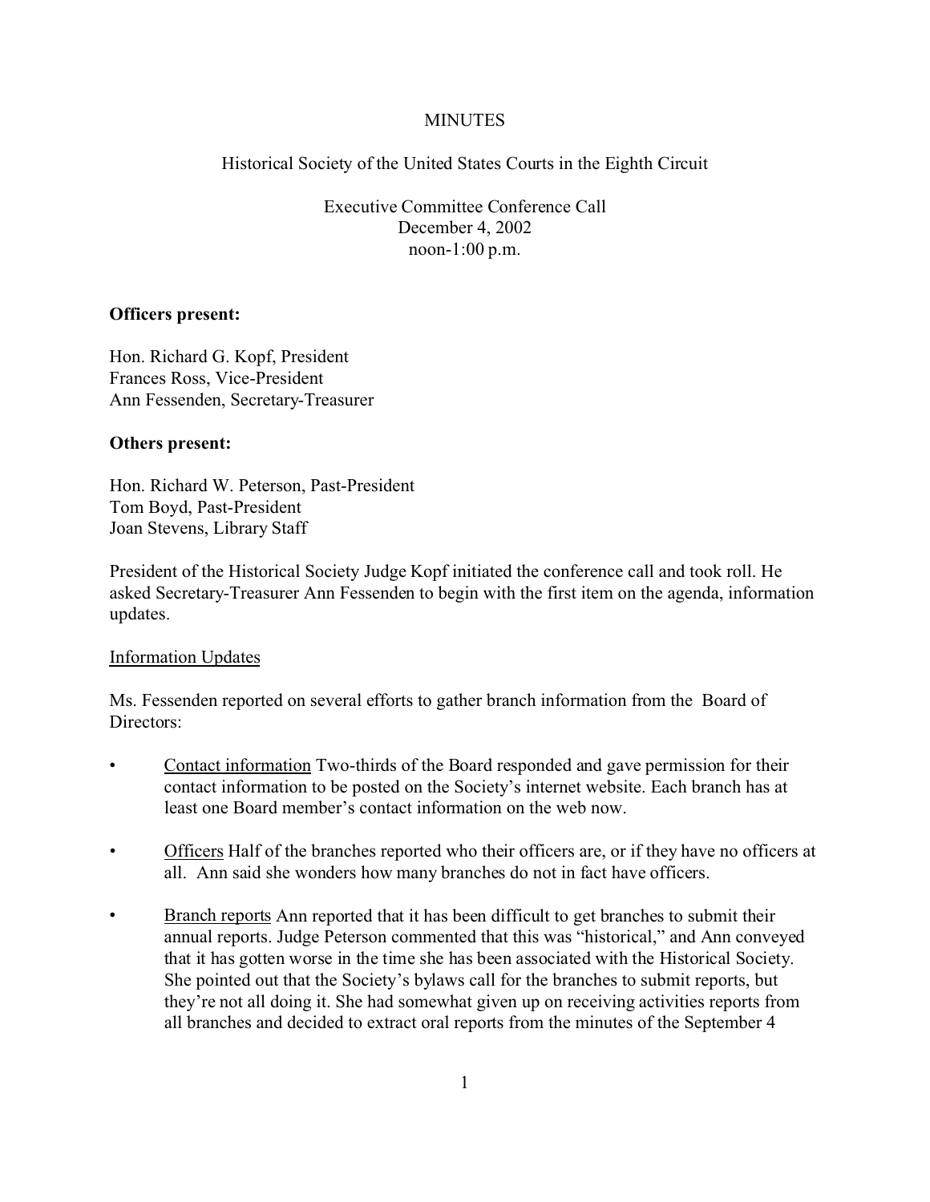# MINUTES

Historical Society of the United States Courts in the Eighth Circuit

Executive Committee Conference Call
December 4, 2002
noon-1:00 p.m.

**Officers present:**

Hon. Richard G. Kopf, President
Frances Ross, Vice-President
Ann Fessenden, Secretary-Treasurer

**Others present:**

Hon. Richard W. Peterson, Past-President
Tom Boyd, Past-President
Joan Stevens, Library Staff

President of the Historical Society Judge Kopf initiated the conference call and took roll. He asked Secretary-Treasurer Ann Fessenden to begin with the first item on the agenda, information updates.

## Information Updates

Ms. Fessenden reported on several efforts to gather branch information from the Board of Directors:

- Contact information Two-thirds of the Board responded and gave permission for their contact information to be posted on the Society's internet website. Each branch has at least one Board member's contact information on the web now.

- Officers Half of the branches reported who their officers are, or if they have no officers at all. Ann said she wonders how many branches do not in fact have officers.

- Branch reports Ann reported that it has been difficult to get branches to submit their annual reports. Judge Peterson commented that this was "historical," and Ann conveyed that it has gotten worse in the time she has been associated with the Historical Society. She pointed out that the Society's bylaws call for the branches to submit reports, but they're not all doing it. She had somewhat given up on receiving activities reports from all branches and decided to extract oral reports from the minutes of the September 4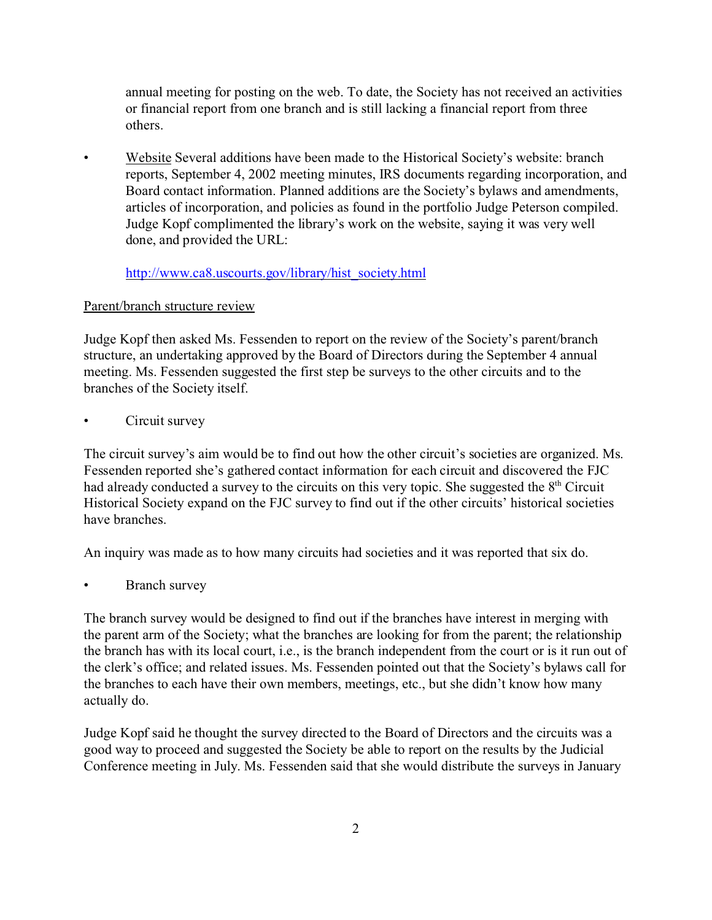annual meeting for posting on the web. To date, the Society has not received an activities or financial report from one branch and is still lacking a financial report from three others.

- Website Several additions have been made to the Historical Society's website: branch reports, September 4, 2002 meeting minutes, IRS documents regarding incorporation, and Board contact information. Planned additions are the Society's bylaws and amendments, articles of incorporation, and policies as found in the portfolio Judge Peterson compiled. Judge Kopf complimented the library's work on the website, saying it was very well done, and provided the URL:

  http://www.ca8.uscourts.gov/library/hist_society.html

Parent/branch structure review

Judge Kopf then asked Ms. Fessenden to report on the review of the Society's parent/branch structure, an undertaking approved by the Board of Directors during the September 4 annual meeting. Ms. Fessenden suggested the first step be surveys to the other circuits and to the branches of the Society itself.

- Circuit survey

The circuit survey's aim would be to find out how the other circuit's societies are organized. Ms. Fessenden reported she's gathered contact information for each circuit and discovered the FJC had already conducted a survey to the circuits on this very topic. She suggested the 8th Circuit Historical Society expand on the FJC survey to find out if the other circuits' historical societies have branches.

An inquiry was made as to how many circuits had societies and it was reported that six do.

- Branch survey

The branch survey would be designed to find out if the branches have interest in merging with the parent arm of the Society; what the branches are looking for from the parent; the relationship the branch has with its local court, i.e., is the branch independent from the court or is it run out of the clerk's office; and related issues. Ms. Fessenden pointed out that the Society's bylaws call for the branches to each have their own members, meetings, etc., but she didn't know how many actually do.

Judge Kopf said he thought the survey directed to the Board of Directors and the circuits was a good way to proceed and suggested the Society be able to report on the results by the Judicial Conference meeting in July. Ms. Fessenden said that she would distribute the surveys in January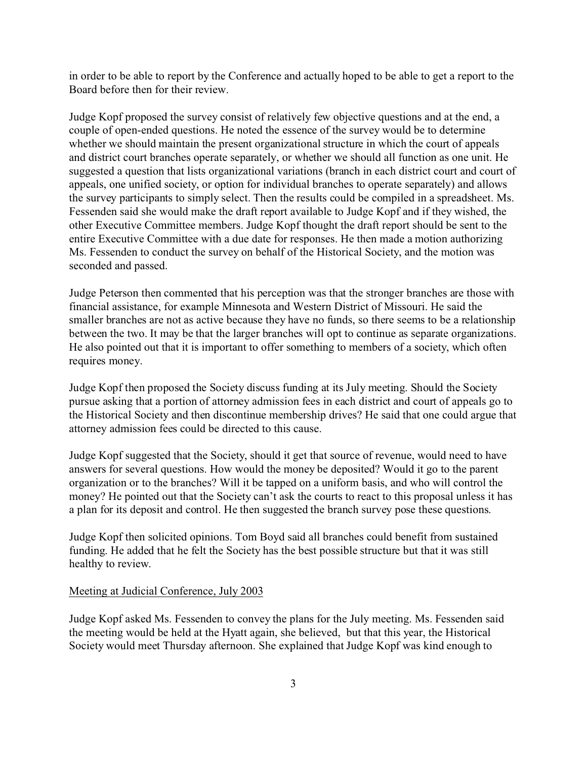in order to be able to report by the Conference and actually hoped to be able to get a report to the Board before then for their review.

Judge Kopf proposed the survey consist of relatively few objective questions and at the end, a couple of open-ended questions. He noted the essence of the survey would be to determine whether we should maintain the present organizational structure in which the court of appeals and district court branches operate separately, or whether we should all function as one unit. He suggested a question that lists organizational variations (branch in each district court and court of appeals, one unified society, or option for individual branches to operate separately) and allows the survey participants to simply select. Then the results could be compiled in a spreadsheet. Ms. Fessenden said she would make the draft report available to Judge Kopf and if they wished, the other Executive Committee members. Judge Kopf thought the draft report should be sent to the entire Executive Committee with a due date for responses. He then made a motion authorizing Ms. Fessenden to conduct the survey on behalf of the Historical Society, and the motion was seconded and passed.

Judge Peterson then commented that his perception was that the stronger branches are those with financial assistance, for example Minnesota and Western District of Missouri. He said the smaller branches are not as active because they have no funds, so there seems to be a relationship between the two. It may be that the larger branches will opt to continue as separate organizations. He also pointed out that it is important to offer something to members of a society, which often requires money.

Judge Kopf then proposed the Society discuss funding at its July meeting. Should the Society pursue asking that a portion of attorney admission fees in each district and court of appeals go to the Historical Society and then discontinue membership drives? He said that one could argue that attorney admission fees could be directed to this cause.

Judge Kopf suggested that the Society, should it get that source of revenue, would need to have answers for several questions. How would the money be deposited? Would it go to the parent organization or to the branches? Will it be tapped on a uniform basis, and who will control the money? He pointed out that the Society can't ask the courts to react to this proposal unless it has a plan for its deposit and control. He then suggested the branch survey pose these questions.

Judge Kopf then solicited opinions. Tom Boyd said all branches could benefit from sustained funding. He added that he felt the Society has the best possible structure but that it was still healthy to review.

Meeting at Judicial Conference, July 2003

Judge Kopf asked Ms. Fessenden to convey the plans for the July meeting. Ms. Fessenden said the meeting would be held at the Hyatt again, she believed, but that this year, the Historical Society would meet Thursday afternoon. She explained that Judge Kopf was kind enough to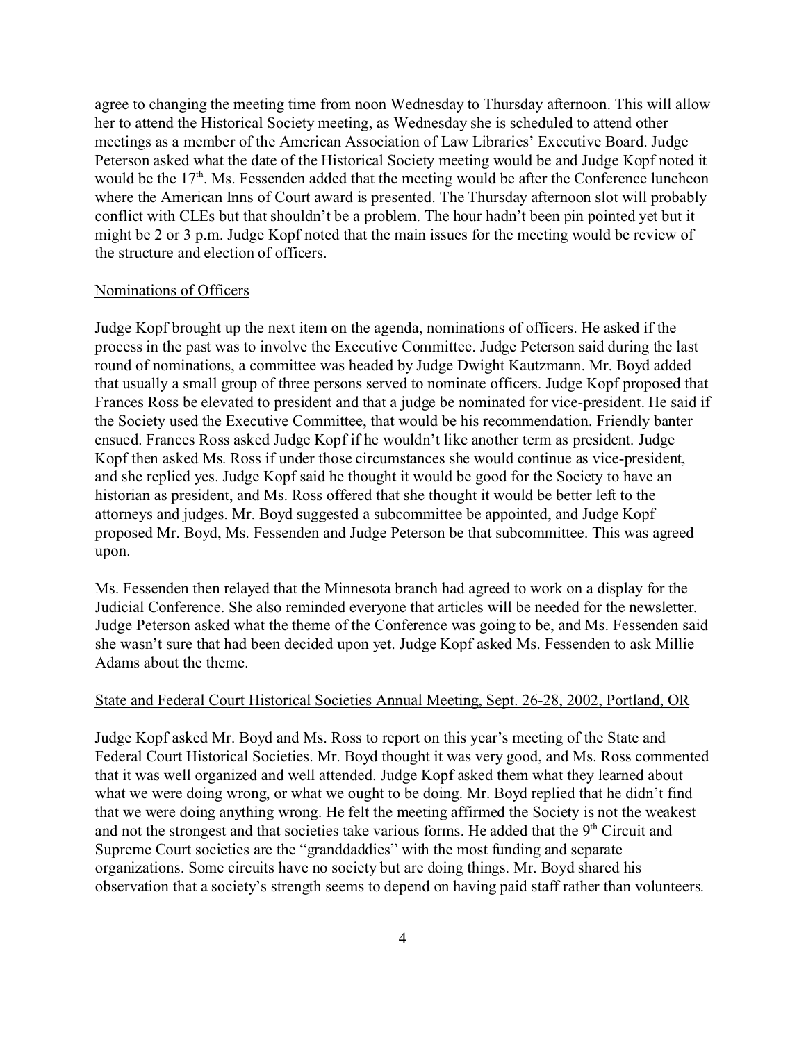agree to changing the meeting time from noon Wednesday to Thursday afternoon. This will allow her to attend the Historical Society meeting, as Wednesday she is scheduled to attend other meetings as a member of the American Association of Law Libraries' Executive Board. Judge Peterson asked what the date of the Historical Society meeting would be and Judge Kopf noted it would be the 17th. Ms. Fessenden added that the meeting would be after the Conference luncheon where the American Inns of Court award is presented. The Thursday afternoon slot will probably conflict with CLEs but that shouldn't be a problem. The hour hadn't been pin pointed yet but it might be 2 or 3 p.m. Judge Kopf noted that the main issues for the meeting would be review of the structure and election of officers.

Nominations of Officers

Judge Kopf brought up the next item on the agenda, nominations of officers. He asked if the process in the past was to involve the Executive Committee. Judge Peterson said during the last round of nominations, a committee was headed by Judge Dwight Kautzmann. Mr. Boyd added that usually a small group of three persons served to nominate officers. Judge Kopf proposed that Frances Ross be elevated to president and that a judge be nominated for vice-president. He said if the Society used the Executive Committee, that would be his recommendation. Friendly banter ensued. Frances Ross asked Judge Kopf if he wouldn't like another term as president. Judge Kopf then asked Ms. Ross if under those circumstances she would continue as vice-president, and she replied yes. Judge Kopf said he thought it would be good for the Society to have an historian as president, and Ms. Ross offered that she thought it would be better left to the attorneys and judges. Mr. Boyd suggested a subcommittee be appointed, and Judge Kopf proposed Mr. Boyd, Ms. Fessenden and Judge Peterson be that subcommittee. This was agreed upon.

Ms. Fessenden then relayed that the Minnesota branch had agreed to work on a display for the Judicial Conference. She also reminded everyone that articles will be needed for the newsletter. Judge Peterson asked what the theme of the Conference was going to be, and Ms. Fessenden said she wasn't sure that had been decided upon yet. Judge Kopf asked Ms. Fessenden to ask Millie Adams about the theme.

State and Federal Court Historical Societies Annual Meeting, Sept. 26-28, 2002, Portland, OR

Judge Kopf asked Mr. Boyd and Ms. Ross to report on this year's meeting of the State and Federal Court Historical Societies. Mr. Boyd thought it was very good, and Ms. Ross commented that it was well organized and well attended. Judge Kopf asked them what they learned about what we were doing wrong, or what we ought to be doing. Mr. Boyd replied that he didn't find that we were doing anything wrong. He felt the meeting affirmed the Society is not the weakest and not the strongest and that societies take various forms. He added that the 9th Circuit and Supreme Court societies are the "granddaddies" with the most funding and separate organizations. Some circuits have no society but are doing things. Mr. Boyd shared his observation that a society's strength seems to depend on having paid staff rather than volunteers.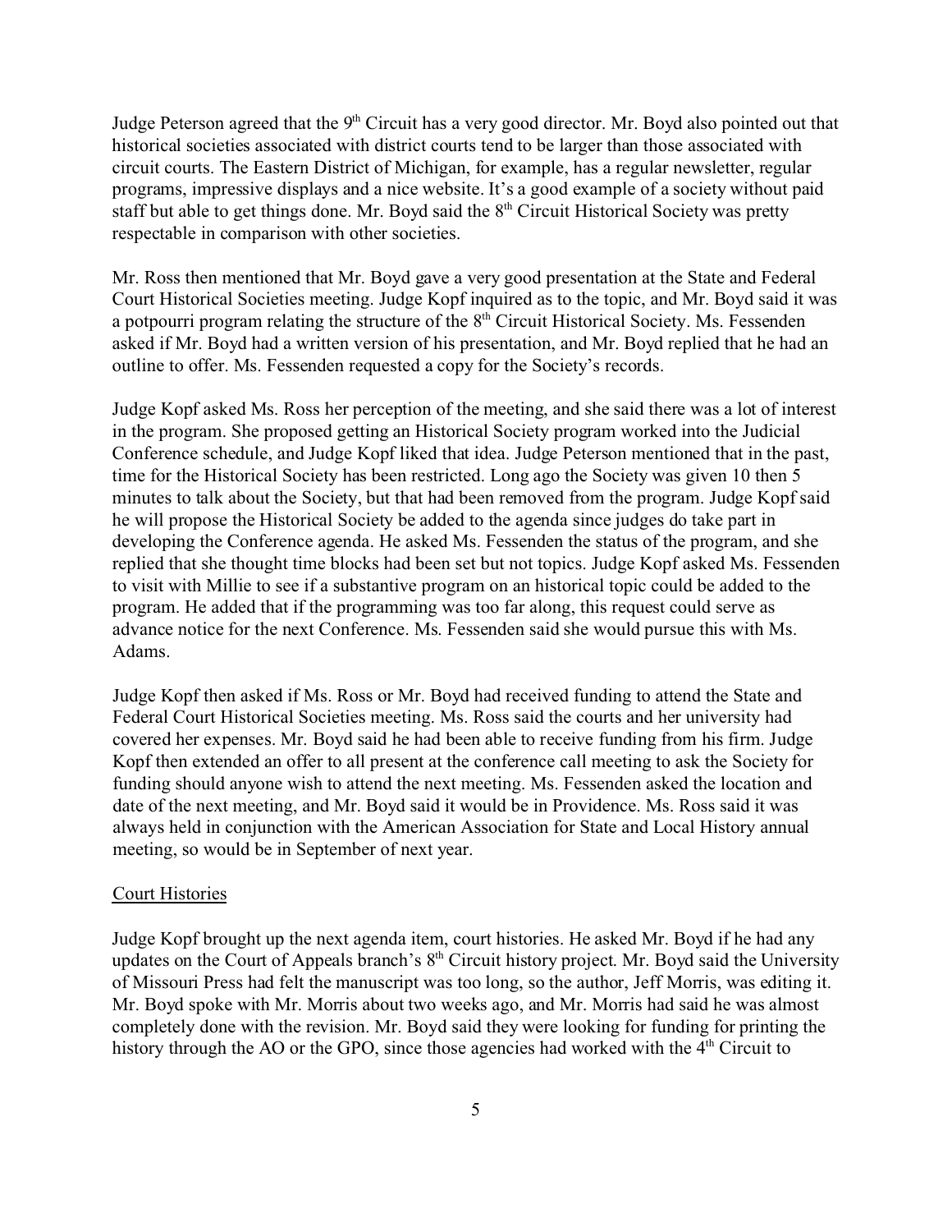Judge Peterson agreed that the 9th Circuit has a very good director. Mr. Boyd also pointed out that historical societies associated with district courts tend to be larger than those associated with circuit courts. The Eastern District of Michigan, for example, has a regular newsletter, regular programs, impressive displays and a nice website. It's a good example of a society without paid staff but able to get things done. Mr. Boyd said the 8th Circuit Historical Society was pretty respectable in comparison with other societies.

Mr. Ross then mentioned that Mr. Boyd gave a very good presentation at the State and Federal Court Historical Societies meeting. Judge Kopf inquired as to the topic, and Mr. Boyd said it was a potpourri program relating the structure of the 8th Circuit Historical Society. Ms. Fessenden asked if Mr. Boyd had a written version of his presentation, and Mr. Boyd replied that he had an outline to offer. Ms. Fessenden requested a copy for the Society's records.

Judge Kopf asked Ms. Ross her perception of the meeting, and she said there was a lot of interest in the program. She proposed getting an Historical Society program worked into the Judicial Conference schedule, and Judge Kopf liked that idea. Judge Peterson mentioned that in the past, time for the Historical Society has been restricted. Long ago the Society was given 10 then 5 minutes to talk about the Society, but that had been removed from the program. Judge Kopf said he will propose the Historical Society be added to the agenda since judges do take part in developing the Conference agenda. He asked Ms. Fessenden the status of the program, and she replied that she thought time blocks had been set but not topics. Judge Kopf asked Ms. Fessenden to visit with Millie to see if a substantive program on an historical topic could be added to the program. He added that if the programming was too far along, this request could serve as advance notice for the next Conference. Ms. Fessenden said she would pursue this with Ms. Adams.

Judge Kopf then asked if Ms. Ross or Mr. Boyd had received funding to attend the State and Federal Court Historical Societies meeting. Ms. Ross said the courts and her university had covered her expenses. Mr. Boyd said he had been able to receive funding from his firm. Judge Kopf then extended an offer to all present at the conference call meeting to ask the Society for funding should anyone wish to attend the next meeting. Ms. Fessenden asked the location and date of the next meeting, and Mr. Boyd said it would be in Providence. Ms. Ross said it was always held in conjunction with the American Association for State and Local History annual meeting, so would be in September of next year.

Court Histories

Judge Kopf brought up the next agenda item, court histories. He asked Mr. Boyd if he had any updates on the Court of Appeals branch's 8th Circuit history project. Mr. Boyd said the University of Missouri Press had felt the manuscript was too long, so the author, Jeff Morris, was editing it. Mr. Boyd spoke with Mr. Morris about two weeks ago, and Mr. Morris had said he was almost completely done with the revision. Mr. Boyd said they were looking for funding for printing the history through the AO or the GPO, since those agencies had worked with the 4th Circuit to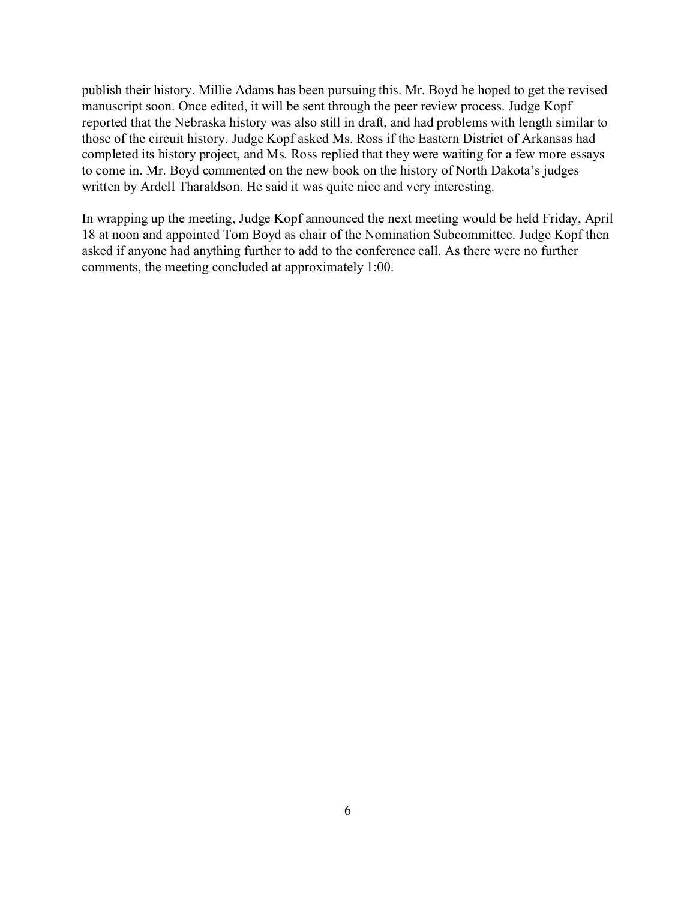publish their history. Millie Adams has been pursuing this. Mr. Boyd he hoped to get the revised manuscript soon. Once edited, it will be sent through the peer review process. Judge Kopf reported that the Nebraska history was also still in draft, and had problems with length similar to those of the circuit history. Judge Kopf asked Ms. Ross if the Eastern District of Arkansas had completed its history project, and Ms. Ross replied that they were waiting for a few more essays to come in. Mr. Boyd commented on the new book on the history of North Dakota's judges written by Ardell Tharaldson. He said it was quite nice and very interesting.

In wrapping up the meeting, Judge Kopf announced the next meeting would be held Friday, April 18 at noon and appointed Tom Boyd as chair of the Nomination Subcommittee. Judge Kopf then asked if anyone had anything further to add to the conference call. As there were no further comments, the meeting concluded at approximately 1:00.